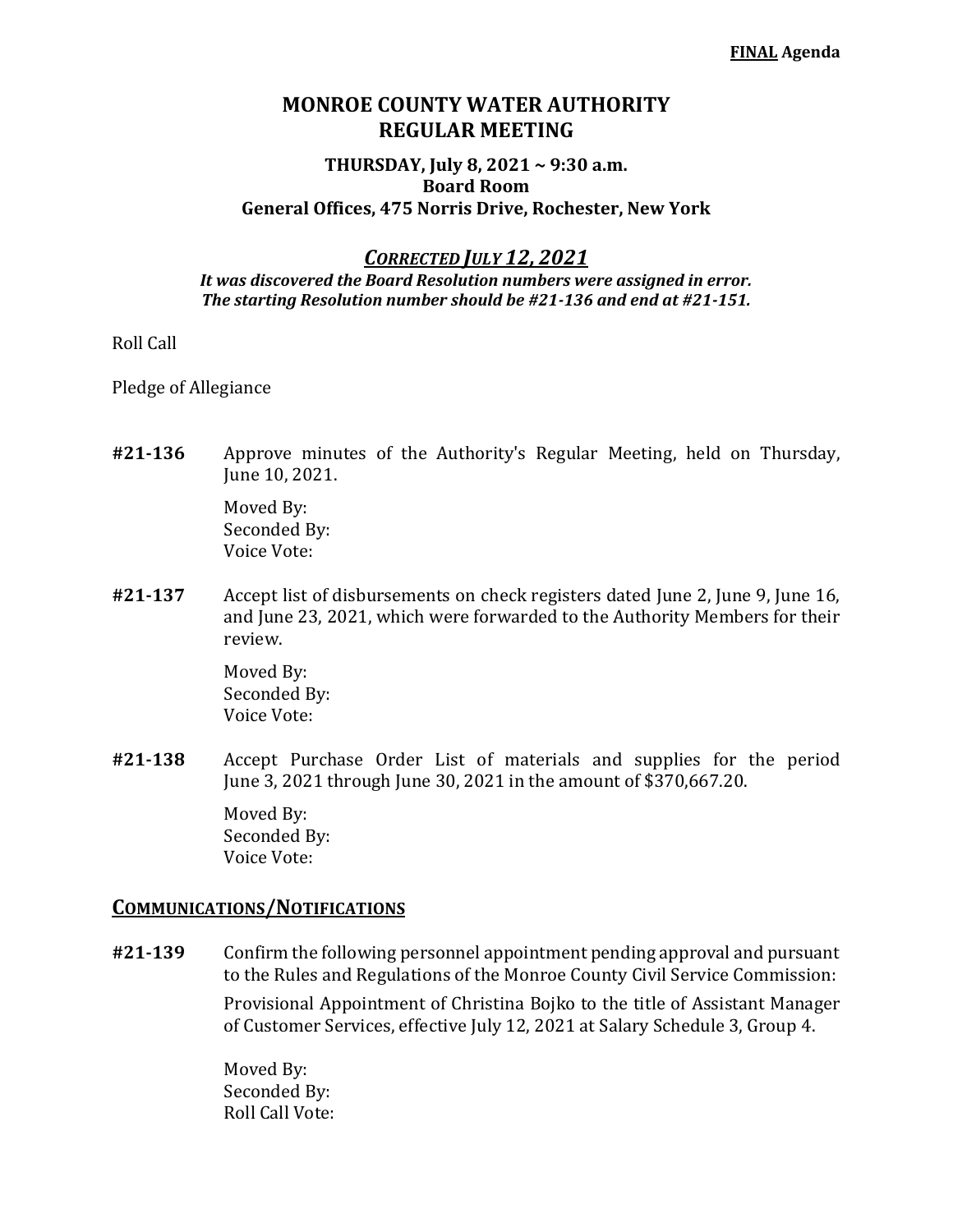**FINAL Agenda**

# MONROE COUNTY WATER AUTHORITY
# REGULAR MEETING

### THURSDAY, July 8, 2021 ~ 9:30 a.m.
### Board Room
### General Offices, 475 Norris Drive, Rochester, New York

## *CORRECTED JULY 12, 2021*

***It was discovered the Board Resolution numbers were assigned in error.***
***The starting Resolution number should be #21-136 and end at #21-151.***

Roll Call

Pledge of Allegiance

**#21-136** Approve minutes of the Authority's Regular Meeting, held on Thursday, June 10, 2021.

Moved By:
Seconded By:
Voice Vote:

**#21-137** Accept list of disbursements on check registers dated June 2, June 9, June 16, and June 23, 2021, which were forwarded to the Authority Members for their review.

Moved By:
Seconded By:
Voice Vote:

**#21-138** Accept Purchase Order List of materials and supplies for the period June 3, 2021 through June 30, 2021 in the amount of $370,667.20.

Moved By:
Seconded By:
Voice Vote:

## COMMUNICATIONS/NOTIFICATIONS

**#21-139** Confirm the following personnel appointment pending approval and pursuant to the Rules and Regulations of the Monroe County Civil Service Commission:

Provisional Appointment of Christina Bojko to the title of Assistant Manager of Customer Services, effective July 12, 2021 at Salary Schedule 3, Group 4.

Moved By:
Seconded By:
Roll Call Vote: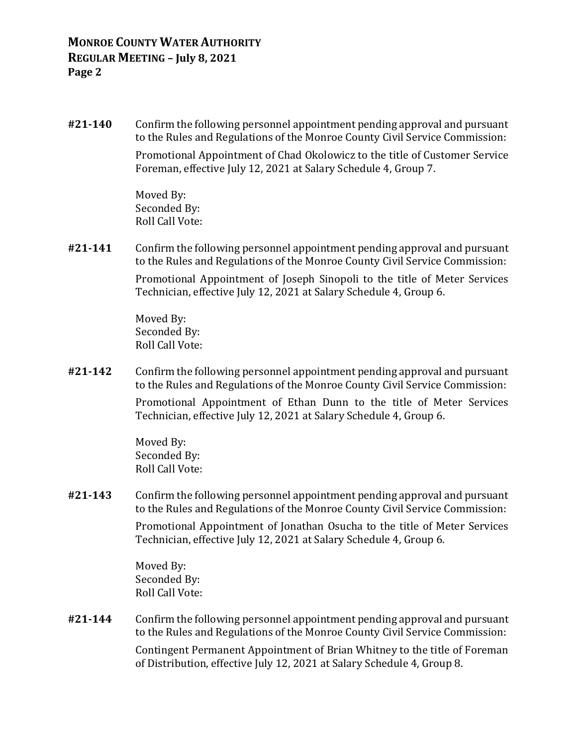**#21-140** Confirm the following personnel appointment pending approval and pursuant to the Rules and Regulations of the Monroe County Civil Service Commission:

Promotional Appointment of Chad Okolowicz to the title of Customer Service Foreman, effective July 12, 2021 at Salary Schedule 4, Group 7.

Moved By:
Seconded By:
Roll Call Vote:

**#21-141** Confirm the following personnel appointment pending approval and pursuant to the Rules and Regulations of the Monroe County Civil Service Commission:

Promotional Appointment of Joseph Sinopoli to the title of Meter Services Technician, effective July 12, 2021 at Salary Schedule 4, Group 6.

Moved By:
Seconded By:
Roll Call Vote:

**#21-142** Confirm the following personnel appointment pending approval and pursuant to the Rules and Regulations of the Monroe County Civil Service Commission:

Promotional Appointment of Ethan Dunn to the title of Meter Services Technician, effective July 12, 2021 at Salary Schedule 4, Group 6.

Moved By:
Seconded By:
Roll Call Vote:

**#21-143** Confirm the following personnel appointment pending approval and pursuant to the Rules and Regulations of the Monroe County Civil Service Commission:

Promotional Appointment of Jonathan Osucha to the title of Meter Services Technician, effective July 12, 2021 at Salary Schedule 4, Group 6.

Moved By:
Seconded By:
Roll Call Vote:

**#21-144** Confirm the following personnel appointment pending approval and pursuant to the Rules and Regulations of the Monroe County Civil Service Commission:

Contingent Permanent Appointment of Brian Whitney to the title of Foreman of Distribution, effective July 12, 2021 at Salary Schedule 4, Group 8.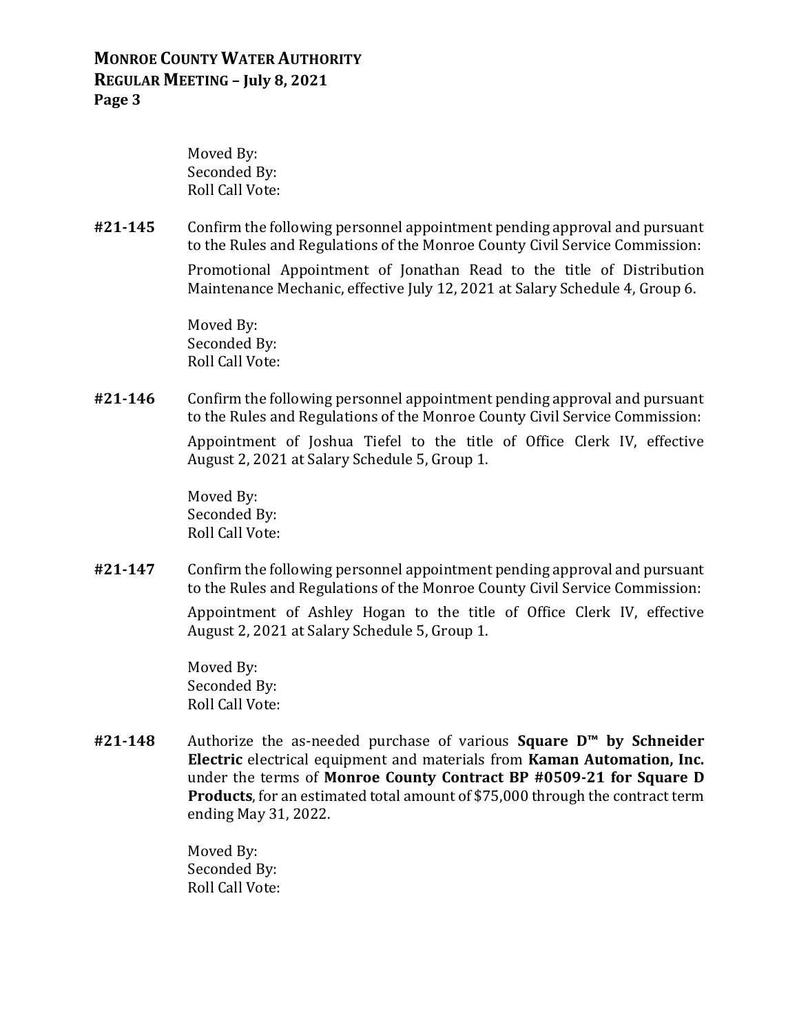Moved By:
Seconded By:
Roll Call Vote:

**#21-145** Confirm the following personnel appointment pending approval and pursuant to the Rules and Regulations of the Monroe County Civil Service Commission:

Promotional Appointment of Jonathan Read to the title of Distribution Maintenance Mechanic, effective July 12, 2021 at Salary Schedule 4, Group 6.

Moved By:
Seconded By:
Roll Call Vote:

**#21-146** Confirm the following personnel appointment pending approval and pursuant to the Rules and Regulations of the Monroe County Civil Service Commission:

Appointment of Joshua Tiefel to the title of Office Clerk IV, effective August 2, 2021 at Salary Schedule 5, Group 1.

Moved By:
Seconded By:
Roll Call Vote:

**#21-147** Confirm the following personnel appointment pending approval and pursuant to the Rules and Regulations of the Monroe County Civil Service Commission:

Appointment of Ashley Hogan to the title of Office Clerk IV, effective August 2, 2021 at Salary Schedule 5, Group 1.

Moved By:
Seconded By:
Roll Call Vote:

**#21-148** Authorize the as-needed purchase of various **Square D™ by Schneider Electric** electrical equipment and materials from **Kaman Automation, Inc.** under the terms of **Monroe County Contract BP #0509-21 for Square D Products**, for an estimated total amount of $75,000 through the contract term ending May 31, 2022.

Moved By:
Seconded By:
Roll Call Vote: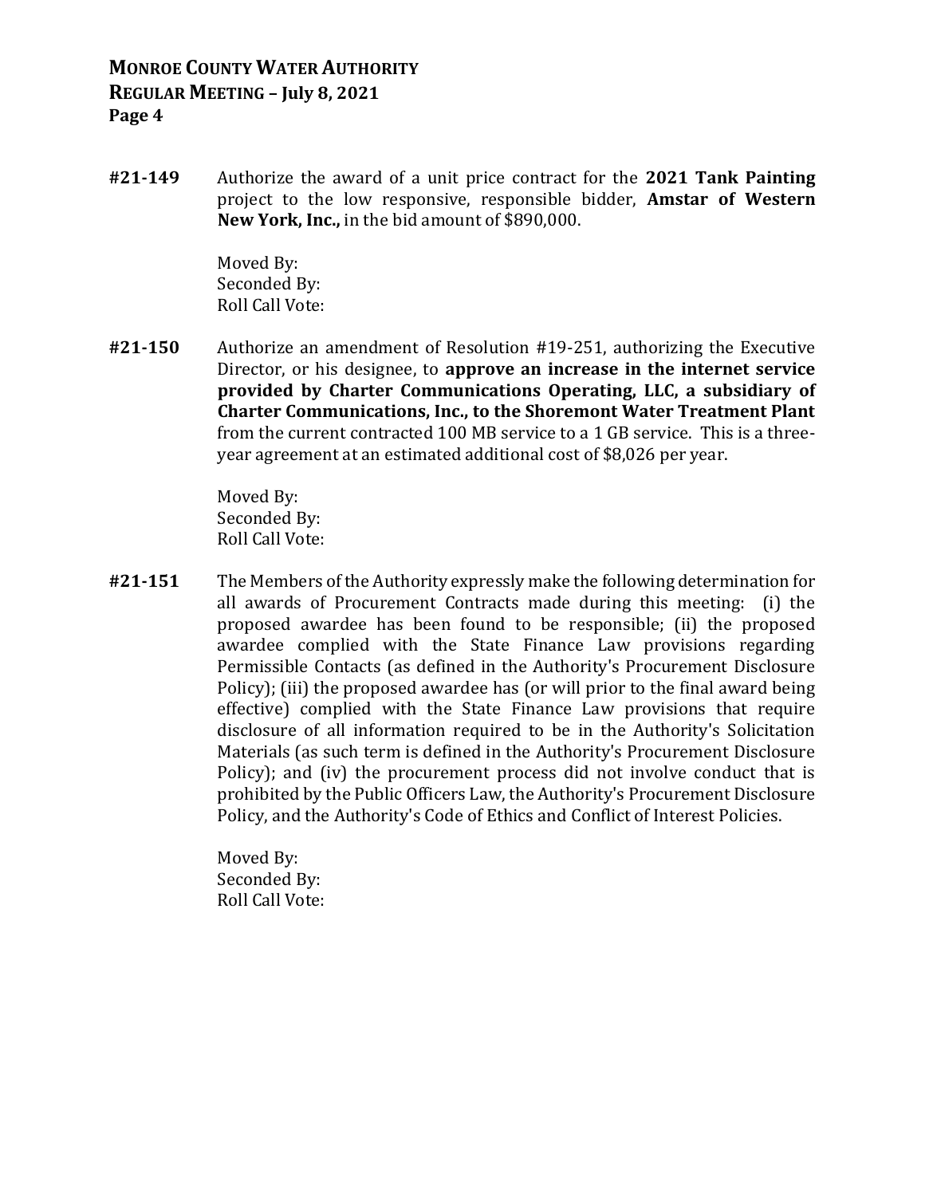**#21-149** Authorize the award of a unit price contract for the **2021 Tank Painting** project to the low responsive, responsible bidder, **Amstar of Western New York, Inc.,** in the bid amount of $890,000.

Moved By:
Seconded By:
Roll Call Vote:

**#21-150** Authorize an amendment of Resolution #19-251, authorizing the Executive Director, or his designee, to **approve an increase in the internet service provided by Charter Communications Operating, LLC, a subsidiary of Charter Communications, Inc., to the Shoremont Water Treatment Plant** from the current contracted 100 MB service to a 1 GB service. This is a three-year agreement at an estimated additional cost of $8,026 per year.

Moved By:
Seconded By:
Roll Call Vote:

**#21-151** The Members of the Authority expressly make the following determination for all awards of Procurement Contracts made during this meeting: (i) the proposed awardee has been found to be responsible; (ii) the proposed awardee complied with the State Finance Law provisions regarding Permissible Contacts (as defined in the Authority's Procurement Disclosure Policy); (iii) the proposed awardee has (or will prior to the final award being effective) complied with the State Finance Law provisions that require disclosure of all information required to be in the Authority's Solicitation Materials (as such term is defined in the Authority's Procurement Disclosure Policy); and (iv) the procurement process did not involve conduct that is prohibited by the Public Officers Law, the Authority's Procurement Disclosure Policy, and the Authority's Code of Ethics and Conflict of Interest Policies.

Moved By:
Seconded By:
Roll Call Vote: